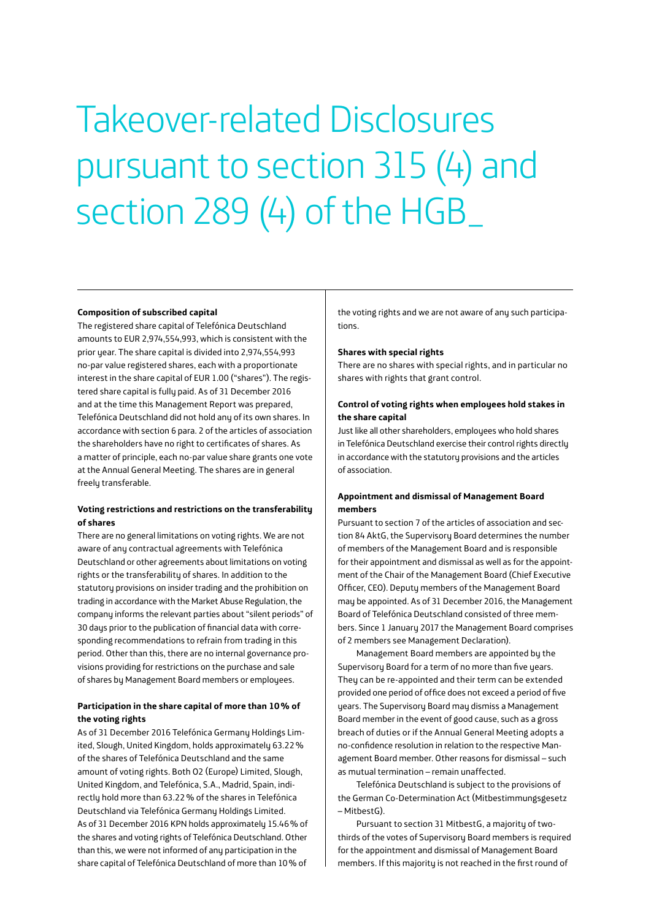# Takeover-related Disclosures pursuant to section 315 (4) and section 289 (4) of the HGB_

**Composition of subscribed capital**

The registered share capital of Telefónica Deutschland amounts to EUR 2,974,554,993, which is consistent with the prior year. The share capital is divided into 2,974,554,993 no-par value registered shares, each with a proportionate interest in the share capital of EUR 1.00 ("shares"). The registered share capital is fully paid. As of 31 December 2016 and at the time this Management Report was prepared, Telefónica Deutschland did not hold any of its own shares. In accordance with section 6 para. 2 of the articles of association the shareholders have no right to certificates of shares. As a matter of principle, each no-par value share grants one vote at the Annual General Meeting. The shares are in general freely transferable.

**Voting restrictions and restrictions on the transferability of shares**

There are no general limitations on voting rights. We are not aware of any contractual agreements with Telefónica Deutschland or other agreements about limitations on voting rights or the transferability of shares. In addition to the statutory provisions on insider trading and the prohibition on trading in accordance with the Market Abuse Regulation, the company informs the relevant parties about "silent periods" of 30 days prior to the publication of financial data with corresponding recommendations to refrain from trading in this period. Other than this, there are no internal governance provisions providing for restrictions on the purchase and sale of shares by Management Board members or employees.

**Participation in the share capital of more than 10 % of the voting rights**

As of 31 December 2016 Telefónica Germany Holdings Limited, Slough, United Kingdom, holds approximately 63.22 % of the shares of Telefónica Deutschland and the same amount of voting rights. Both O2 (Europe) Limited, Slough, United Kingdom, and Telefónica, S.A., Madrid, Spain, indirectly hold more than 63.22 % of the shares in Telefónica Deutschland via Telefónica Germany Holdings Limited. As of 31 December 2016 KPN holds approximately 15.46 % of the shares and voting rights of Telefónica Deutschland. Other than this, we were not informed of any participation in the share capital of Telefónica Deutschland of more than 10 % of the voting rights and we are not aware of any such participations.

**Shares with special rights**

There are no shares with special rights, and in particular no shares with rights that grant control.

**Control of voting rights when employees hold stakes in the share capital**

Just like all other shareholders, employees who hold shares in Telefónica Deutschland exercise their control rights directly in accordance with the statutory provisions and the articles of association.

**Appointment and dismissal of Management Board members**

Pursuant to section 7 of the articles of association and section 84 AktG, the Supervisory Board determines the number of members of the Management Board and is responsible for their appointment and dismissal as well as for the appointment of the Chair of the Management Board (Chief Executive Officer, CEO). Deputy members of the Management Board may be appointed. As of 31 December 2016, the Management Board of Telefónica Deutschland consisted of three members. Since 1 January 2017 the Management Board comprises of 2 members see Management Declaration).

Management Board members are appointed by the Supervisory Board for a term of no more than five years. They can be re-appointed and their term can be extended provided one period of office does not exceed a period of five years. The Supervisory Board may dismiss a Management Board member in the event of good cause, such as a gross breach of duties or if the Annual General Meeting adopts a no-confidence resolution in relation to the respective Management Board member. Other reasons for dismissal – such as mutual termination – remain unaffected.

Telefónica Deutschland is subject to the provisions of the German Co-Determination Act (Mitbestimmungsgesetz – MitbestG).

Pursuant to section 31 MitbestG, a majority of two-thirds of the votes of Supervisory Board members is required for the appointment and dismissal of Management Board members. If this majority is not reached in the first round of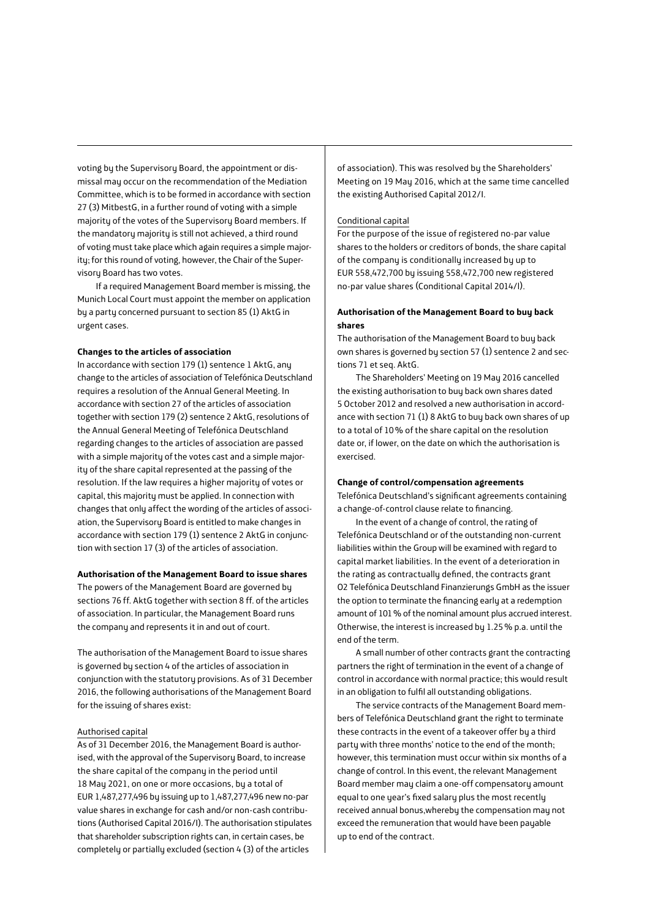voting by the Supervisory Board, the appointment or dismissal may occur on the recommendation of the Mediation Committee, which is to be formed in accordance with section 27 (3) MitbestG, in a further round of voting with a simple majority of the votes of the Supervisory Board members. If the mandatory majority is still not achieved, a third round of voting must take place which again requires a simple majority; for this round of voting, however, the Chair of the Supervisory Board has two votes.

If a required Management Board member is missing, the Munich Local Court must appoint the member on application by a party concerned pursuant to section 85 (1) AktG in urgent cases.

**Changes to the articles of association**

In accordance with section 179 (1) sentence 1 AktG, any change to the articles of association of Telefónica Deutschland requires a resolution of the Annual General Meeting. In accordance with section 27 of the articles of association together with section 179 (2) sentence 2 AktG, resolutions of the Annual General Meeting of Telefónica Deutschland regarding changes to the articles of association are passed with a simple majority of the votes cast and a simple majority of the share capital represented at the passing of the resolution. If the law requires a higher majority of votes or capital, this majority must be applied. In connection with changes that only affect the wording of the articles of association, the Supervisory Board is entitled to make changes in accordance with section 179 (1) sentence 2 AktG in conjunction with section 17 (3) of the articles of association.

**Authorisation of the Management Board to issue shares**

The powers of the Management Board are governed by sections 76 ff. AktG together with section 8 ff. of the articles of association. In particular, the Management Board runs the company and represents it in and out of court.

The authorisation of the Management Board to issue shares is governed by section 4 of the articles of association in conjunction with the statutory provisions. As of 31 December 2016, the following authorisations of the Management Board for the issuing of shares exist:

Authorised capital

As of 31 December 2016, the Management Board is authorised, with the approval of the Supervisory Board, to increase the share capital of the company in the period until 18 May 2021, on one or more occasions, by a total of EUR 1,487,277,496 by issuing up to 1,487,277,496 new no-par value shares in exchange for cash and/or non-cash contributions (Authorised Capital 2016/I). The authorisation stipulates that shareholder subscription rights can, in certain cases, be completely or partially excluded (section 4 (3) of the articles of association). This was resolved by the Shareholders' Meeting on 19 May 2016, which at the same time cancelled the existing Authorised Capital 2012/I.

Conditional capital

For the purpose of the issue of registered no-par value shares to the holders or creditors of bonds, the share capital of the company is conditionally increased by up to EUR 558,472,700 by issuing 558,472,700 new registered no-par value shares (Conditional Capital 2014/I).

**Authorisation of the Management Board to buy back shares**

The authorisation of the Management Board to buy back own shares is governed by section 57 (1) sentence 2 and sections 71 et seq. AktG.

The Shareholders' Meeting on 19 May 2016 cancelled the existing authorisation to buy back own shares dated 5 October 2012 and resolved a new authorisation in accordance with section 71 (1) 8 AktG to buy back own shares of up to a total of 10 % of the share capital on the resolution date or, if lower, on the date on which the authorisation is exercised.

**Change of control/compensation agreements**

Telefónica Deutschland's significant agreements containing a change-of-control clause relate to financing.

In the event of a change of control, the rating of Telefónica Deutschland or of the outstanding non-current liabilities within the Group will be examined with regard to capital market liabilities. In the event of a deterioration in the rating as contractually defined, the contracts grant O2 Telefónica Deutschland Finanzierungs GmbH as the issuer the option to terminate the financing early at a redemption amount of 101 % of the nominal amount plus accrued interest. Otherwise, the interest is increased by 1.25 % p.a. until the end of the term.

A small number of other contracts grant the contracting partners the right of termination in the event of a change of control in accordance with normal practice; this would result in an obligation to fulfil all outstanding obligations.

The service contracts of the Management Board members of Telefónica Deutschland grant the right to terminate these contracts in the event of a takeover offer by a third party with three months' notice to the end of the month; however, this termination must occur within six months of a change of control. In this event, the relevant Management Board member may claim a one-off compensatory amount equal to one year's fixed salary plus the most recently received annual bonus,whereby the compensation may not exceed the remuneration that would have been payable up to end of the contract.